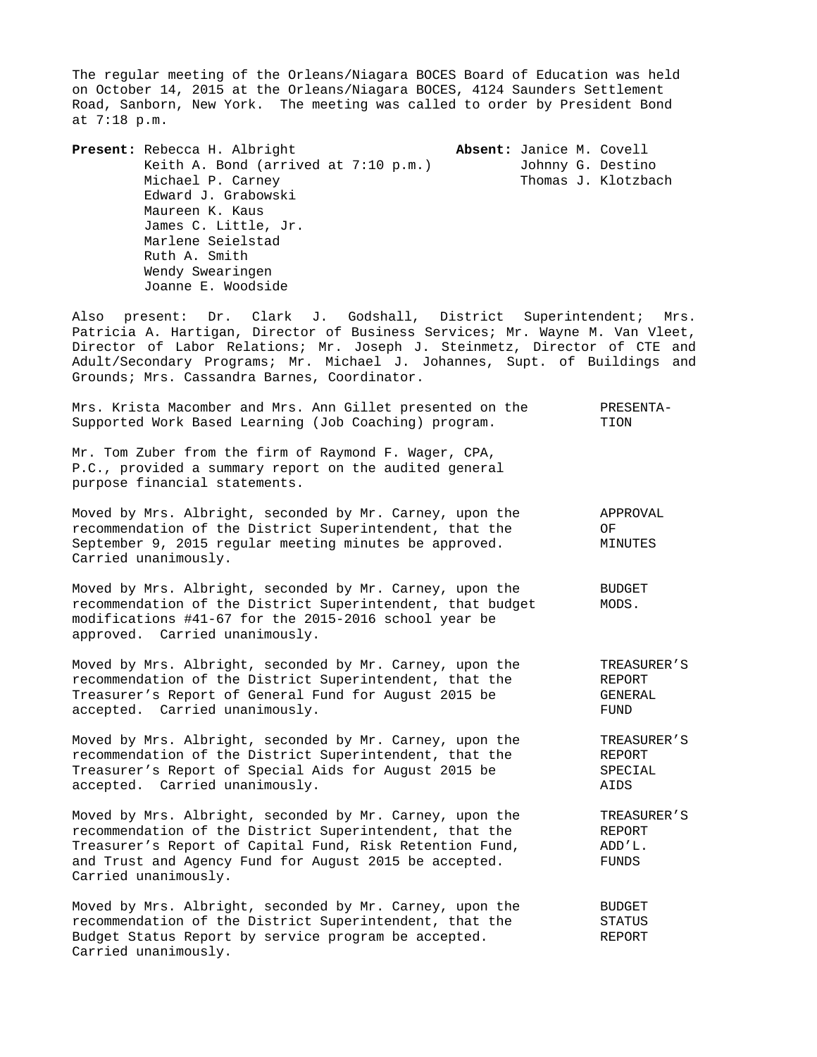The regular meeting of the Orleans/Niagara BOCES Board of Education was held on October 14, 2015 at the Orleans/Niagara BOCES, 4124 Saunders Settlement Road, Sanborn, New York. The meeting was called to order by President Bond at 7:18 p.m.

| **Present:** | **Absent:** |
|---|---|
| Rebecca H. Albright | Janice M. Covell |
| Keith A. Bond (arrived at 7:10 p.m.) | Johnny G. Destino |
| Michael P. Carney | Thomas J. Klotzbach |
| Edward J. Grabowski | |
| Maureen K. Kaus | |
| James C. Little, Jr. | |
| Marlene Seielstad | |
| Ruth A. Smith | |
| Wendy Swearingen | |
| Joanne E. Woodside | |

Also present: Dr. Clark J. Godshall, District Superintendent; Mrs. Patricia A. Hartigan, Director of Business Services; Mr. Wayne M. Van Vleet, Director of Labor Relations; Mr. Joseph J. Steinmetz, Director of CTE and Adult/Secondary Programs; Mr. Michael J. Johannes, Supt. of Buildings and Grounds; Mrs. Cassandra Barnes, Coordinator.

**PRESENTATION**

Mrs. Krista Macomber and Mrs. Ann Gillet presented on the Supported Work Based Learning (Job Coaching) program.

Mr. Tom Zuber from the firm of Raymond F. Wager, CPA, P.C., provided a summary report on the audited general purpose financial statements.

**APPROVAL OF MINUTES**

Moved by Mrs. Albright, seconded by Mr. Carney, upon the recommendation of the District Superintendent, that the September 9, 2015 regular meeting minutes be approved. Carried unanimously.

**BUDGET MODS.**

Moved by Mrs. Albright, seconded by Mr. Carney, upon the recommendation of the District Superintendent, that budget modifications #41-67 for the 2015-2016 school year be approved. Carried unanimously.

**TREASURER'S REPORT GENERAL FUND**

Moved by Mrs. Albright, seconded by Mr. Carney, upon the recommendation of the District Superintendent, that the Treasurer's Report of General Fund for August 2015 be accepted. Carried unanimously.

**TREASURER'S REPORT SPECIAL AIDS**

Moved by Mrs. Albright, seconded by Mr. Carney, upon the recommendation of the District Superintendent, that the Treasurer's Report of Special Aids for August 2015 be accepted. Carried unanimously.

**TREASURER'S REPORT ADD'L. FUNDS**

Moved by Mrs. Albright, seconded by Mr. Carney, upon the recommendation of the District Superintendent, that the Treasurer's Report of Capital Fund, Risk Retention Fund, and Trust and Agency Fund for August 2015 be accepted. Carried unanimously.

**BUDGET STATUS REPORT**

Moved by Mrs. Albright, seconded by Mr. Carney, upon the recommendation of the District Superintendent, that the Budget Status Report by service program be accepted. Carried unanimously.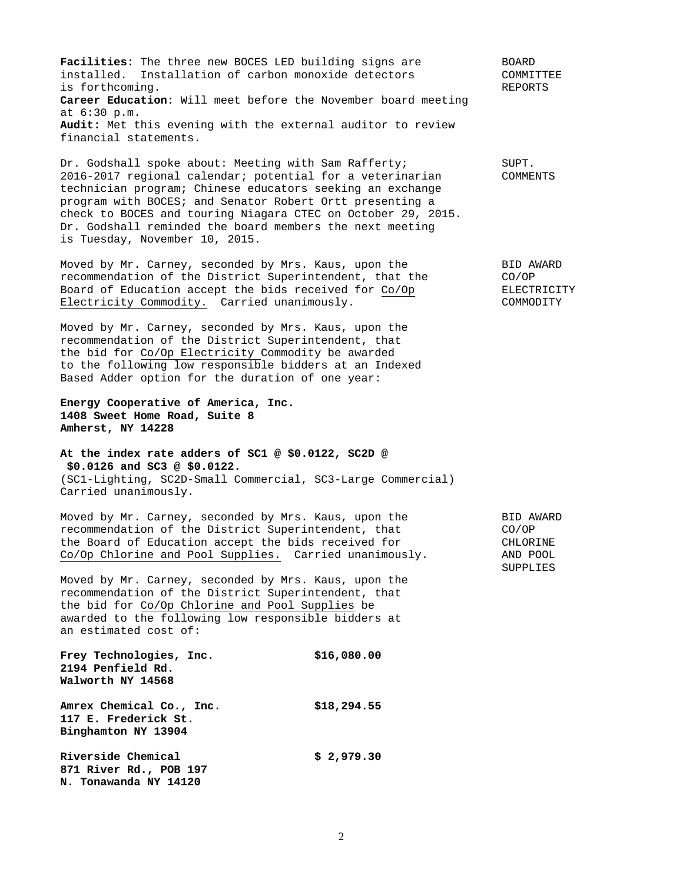**BOARD COMMITTEE REPORTS**

**Facilities:** The three new BOCES LED building signs are installed. Installation of carbon monoxide detectors is forthcoming.
**Career Education:** Will meet before the November board meeting at 6:30 p.m.
**Audit:** Met this evening with the external auditor to review financial statements.

**SUPT. COMMENTS**

Dr. Godshall spoke about: Meeting with Sam Rafferty; 2016-2017 regional calendar; potential for a veterinarian technician program; Chinese educators seeking an exchange program with BOCES; and Senator Robert Ortt presenting a check to BOCES and touring Niagara CTEC on October 29, 2015. Dr. Godshall reminded the board members the next meeting is Tuesday, November 10, 2015.

**BID AWARD CO/OP ELECTRICITY COMMODITY**

Moved by Mr. Carney, seconded by Mrs. Kaus, upon the recommendation of the District Superintendent, that the Board of Education accept the bids received for Co/Op Electricity Commodity. Carried unanimously.

Moved by Mr. Carney, seconded by Mrs. Kaus, upon the recommendation of the District Superintendent, that the bid for Co/Op Electricity Commodity be awarded to the following low responsible bidders at an Indexed Based Adder option for the duration of one year:

**Energy Cooperative of America, Inc.**
**1408 Sweet Home Road, Suite 8**
**Amherst, NY 14228**

**At the index rate adders of SC1 @ $0.0122, SC2D @ $0.0126 and SC3 @ $0.0122.**
(SC1-Lighting, SC2D-Small Commercial, SC3-Large Commercial)
Carried unanimously.

**BID AWARD CO/OP CHLORINE AND POOL SUPPLIES**

Moved by Mr. Carney, seconded by Mrs. Kaus, upon the recommendation of the District Superintendent, that the Board of Education accept the bids received for Co/Op Chlorine and Pool Supplies. Carried unanimously.

Moved by Mr. Carney, seconded by Mrs. Kaus, upon the recommendation of the District Superintendent, that the bid for Co/Op Chlorine and Pool Supplies be awarded to the following low responsible bidders at an estimated cost of:

| | |
|---|---|
| **Frey Technologies, Inc.**<br>**2194 Penfield Rd.**<br>**Walworth NY 14568** | **$16,080.00** |
| **Amrex Chemical Co., Inc.**<br>**117 E. Frederick St.**<br>**Binghamton NY 13904** | **$18,294.55** |
| **Riverside Chemical**<br>**871 River Rd., POB 197**<br>**N. Tonawanda NY 14120** | **$ 2,979.30** |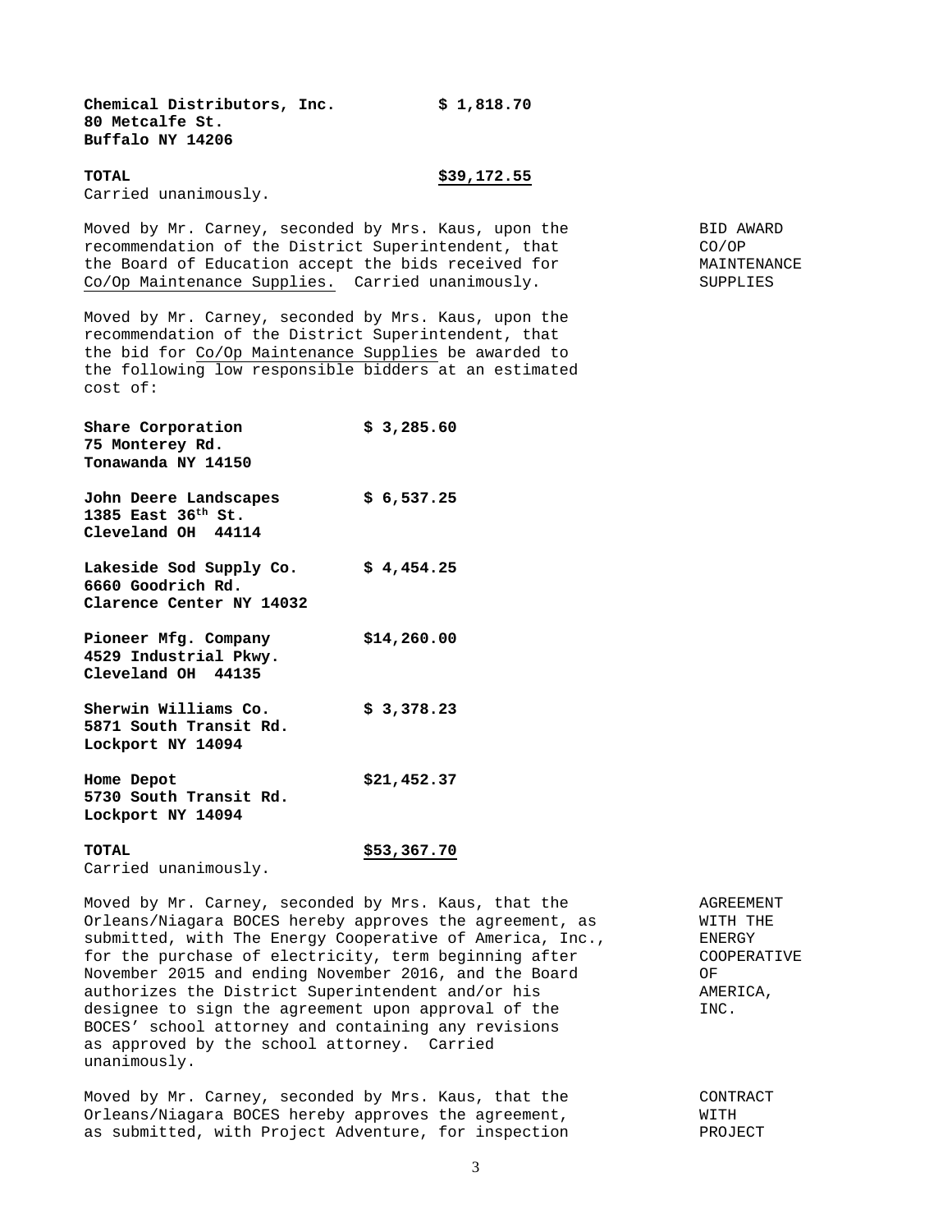**Chemical Distributors, Inc.** **$ 1,818.70**
**80 Metcalfe St.**
**Buffalo NY 14206**

**TOTAL** **$39,172.55**
Carried unanimously.

BID AWARD CO/OP MAINTENANCE SUPPLIES

Moved by Mr. Carney, seconded by Mrs. Kaus, upon the recommendation of the District Superintendent, that the Board of Education accept the bids received for Co/Op Maintenance Supplies. Carried unanimously.

Moved by Mr. Carney, seconded by Mrs. Kaus, upon the recommendation of the District Superintendent, that the bid for Co/Op Maintenance Supplies be awarded to the following low responsible bidders at an estimated cost of:

**Share Corporation** **$ 3,285.60**
**75 Monterey Rd.**
**Tonawanda NY 14150**

**John Deere Landscapes** **$ 6,537.25**
**1385 East 36th St.**
**Cleveland OH 44114**

**Lakeside Sod Supply Co.** **$ 4,454.25**
**6660 Goodrich Rd.**
**Clarence Center NY 14032**

**Pioneer Mfg. Company** **$14,260.00**
**4529 Industrial Pkwy.**
**Cleveland OH 44135**

**Sherwin Williams Co.** **$ 3,378.23**
**5871 South Transit Rd.**
**Lockport NY 14094**

**Home Depot** **$21,452.37**
**5730 South Transit Rd.**
**Lockport NY 14094**

**TOTAL** **$53,367.70**
Carried unanimously.

AGREEMENT WITH THE ENERGY COOPERATIVE OF AMERICA, INC.

Moved by Mr. Carney, seconded by Mrs. Kaus, that the Orleans/Niagara BOCES hereby approves the agreement, as submitted, with The Energy Cooperative of America, Inc., for the purchase of electricity, term beginning after November 2015 and ending November 2016, and the Board authorizes the District Superintendent and/or his designee to sign the agreement upon approval of the BOCES' school attorney and containing any revisions as approved by the school attorney. Carried unanimously.

CONTRACT WITH PROJECT

Moved by Mr. Carney, seconded by Mrs. Kaus, that the Orleans/Niagara BOCES hereby approves the agreement, as submitted, with Project Adventure, for inspection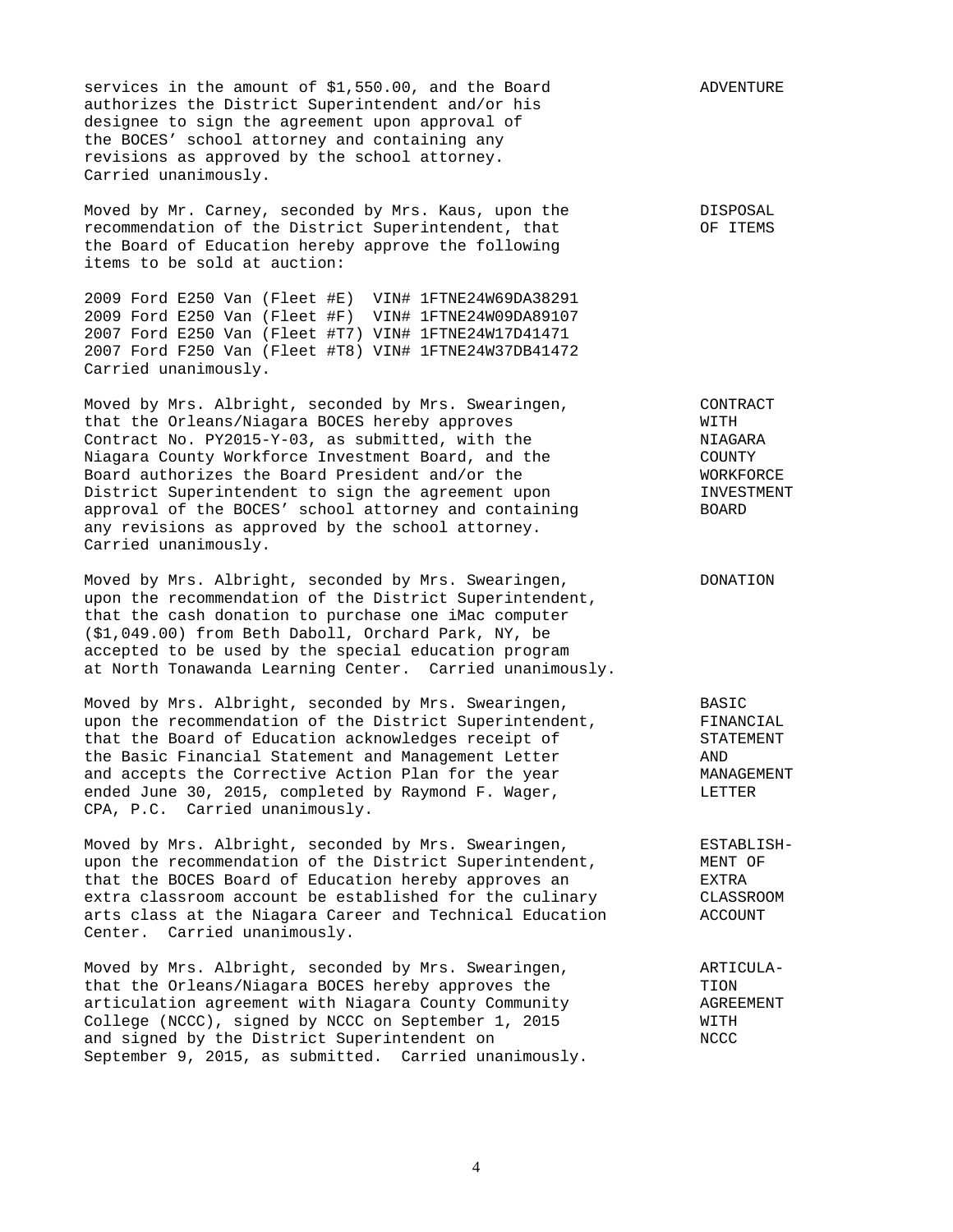services in the amount of $1,550.00, and the Board authorizes the District Superintendent and/or his designee to sign the agreement upon approval of the BOCES' school attorney and containing any revisions as approved by the school attorney. Carried unanimously.

ADVENTURE

**DISPOSAL OF ITEMS**

Moved by Mr. Carney, seconded by Mrs. Kaus, upon the recommendation of the District Superintendent, that the Board of Education hereby approve the following items to be sold at auction:

2009 Ford E250 Van (Fleet #E) VIN# 1FTNE24W69DA38291
2009 Ford E250 Van (Fleet #F) VIN# 1FTNE24W09DA89107
2007 Ford E250 Van (Fleet #T7) VIN# 1FTNE24W17D41471
2007 Ford F250 Van (Fleet #T8) VIN# 1FTNE24W37DB41472
Carried unanimously.

**CONTRACT WITH NIAGARA COUNTY WORKFORCE INVESTMENT BOARD**

Moved by Mrs. Albright, seconded by Mrs. Swearingen, that the Orleans/Niagara BOCES hereby approves Contract No. PY2015-Y-03, as submitted, with the Niagara County Workforce Investment Board, and the Board authorizes the Board President and/or the District Superintendent to sign the agreement upon approval of the BOCES' school attorney and containing any revisions as approved by the school attorney. Carried unanimously.

**DONATION**

Moved by Mrs. Albright, seconded by Mrs. Swearingen, upon the recommendation of the District Superintendent, that the cash donation to purchase one iMac computer ($1,049.00) from Beth Daboll, Orchard Park, NY, be accepted to be used by the special education program at North Tonawanda Learning Center. Carried unanimously.

**BASIC FINANCIAL STATEMENT AND MANAGEMENT LETTER**

Moved by Mrs. Albright, seconded by Mrs. Swearingen, upon the recommendation of the District Superintendent, that the Board of Education acknowledges receipt of the Basic Financial Statement and Management Letter and accepts the Corrective Action Plan for the year ended June 30, 2015, completed by Raymond F. Wager, CPA, P.C. Carried unanimously.

**ESTABLISHMENT OF EXTRA CLASSROOM ACCOUNT**

Moved by Mrs. Albright, seconded by Mrs. Swearingen, upon the recommendation of the District Superintendent, that the BOCES Board of Education hereby approves an extra classroom account be established for the culinary arts class at the Niagara Career and Technical Education Center. Carried unanimously.

**ARTICULATION AGREEMENT WITH NCCC**

Moved by Mrs. Albright, seconded by Mrs. Swearingen, that the Orleans/Niagara BOCES hereby approves the articulation agreement with Niagara County Community College (NCCC), signed by NCCC on September 1, 2015 and signed by the District Superintendent on September 9, 2015, as submitted. Carried unanimously.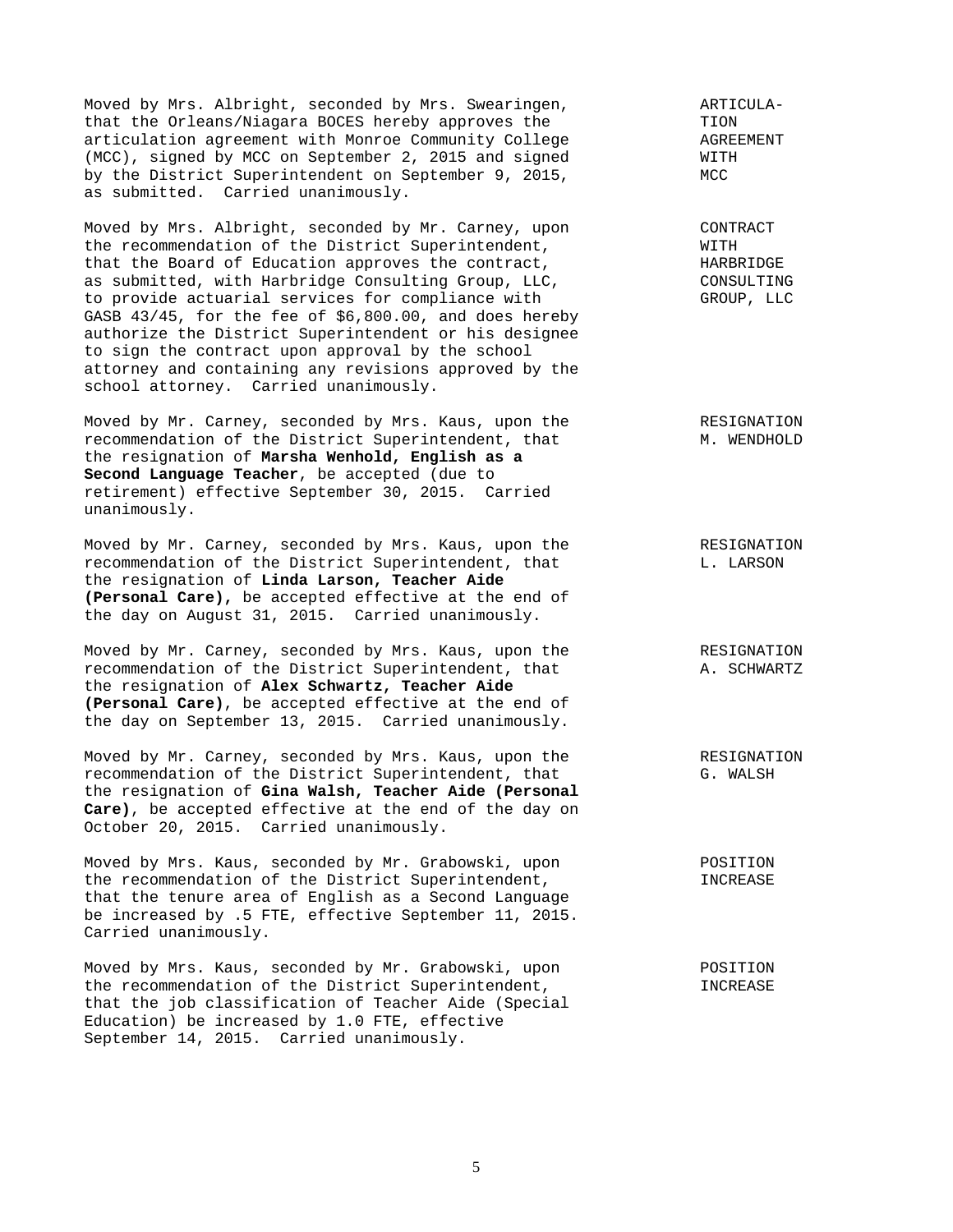Moved by Mrs. Albright, seconded by Mrs. Swearingen, that the Orleans/Niagara BOCES hereby approves the articulation agreement with Monroe Community College (MCC), signed by MCC on September 2, 2015 and signed by the District Superintendent on September 9, 2015, as submitted. Carried unanimously.

ARTICULATION AGREEMENT WITH MCC

Moved by Mrs. Albright, seconded by Mr. Carney, upon the recommendation of the District Superintendent, that the Board of Education approves the contract, as submitted, with Harbridge Consulting Group, LLC, to provide actuarial services for compliance with GASB 43/45, for the fee of $6,800.00, and does hereby authorize the District Superintendent or his designee to sign the contract upon approval by the school attorney and containing any revisions approved by the school attorney. Carried unanimously.

CONTRACT WITH HARBRIDGE CONSULTING GROUP, LLC

Moved by Mr. Carney, seconded by Mrs. Kaus, upon the recommendation of the District Superintendent, that the resignation of **Marsha Wenhold, English as a Second Language Teacher**, be accepted (due to retirement) effective September 30, 2015. Carried unanimously.

RESIGNATION M. WENDHOLD

Moved by Mr. Carney, seconded by Mrs. Kaus, upon the recommendation of the District Superintendent, that the resignation of **Linda Larson, Teacher Aide (Personal Care),** be accepted effective at the end of the day on August 31, 2015. Carried unanimously.

RESIGNATION L. LARSON

Moved by Mr. Carney, seconded by Mrs. Kaus, upon the recommendation of the District Superintendent, that the resignation of **Alex Schwartz, Teacher Aide (Personal Care)**, be accepted effective at the end of the day on September 13, 2015. Carried unanimously.

RESIGNATION A. SCHWARTZ

Moved by Mr. Carney, seconded by Mrs. Kaus, upon the recommendation of the District Superintendent, that the resignation of **Gina Walsh, Teacher Aide (Personal Care)**, be accepted effective at the end of the day on October 20, 2015. Carried unanimously.

RESIGNATION G. WALSH

Moved by Mrs. Kaus, seconded by Mr. Grabowski, upon the recommendation of the District Superintendent, that the tenure area of English as a Second Language be increased by .5 FTE, effective September 11, 2015. Carried unanimously.

POSITION INCREASE

Moved by Mrs. Kaus, seconded by Mr. Grabowski, upon the recommendation of the District Superintendent, that the job classification of Teacher Aide (Special Education) be increased by 1.0 FTE, effective September 14, 2015. Carried unanimously.

POSITION INCREASE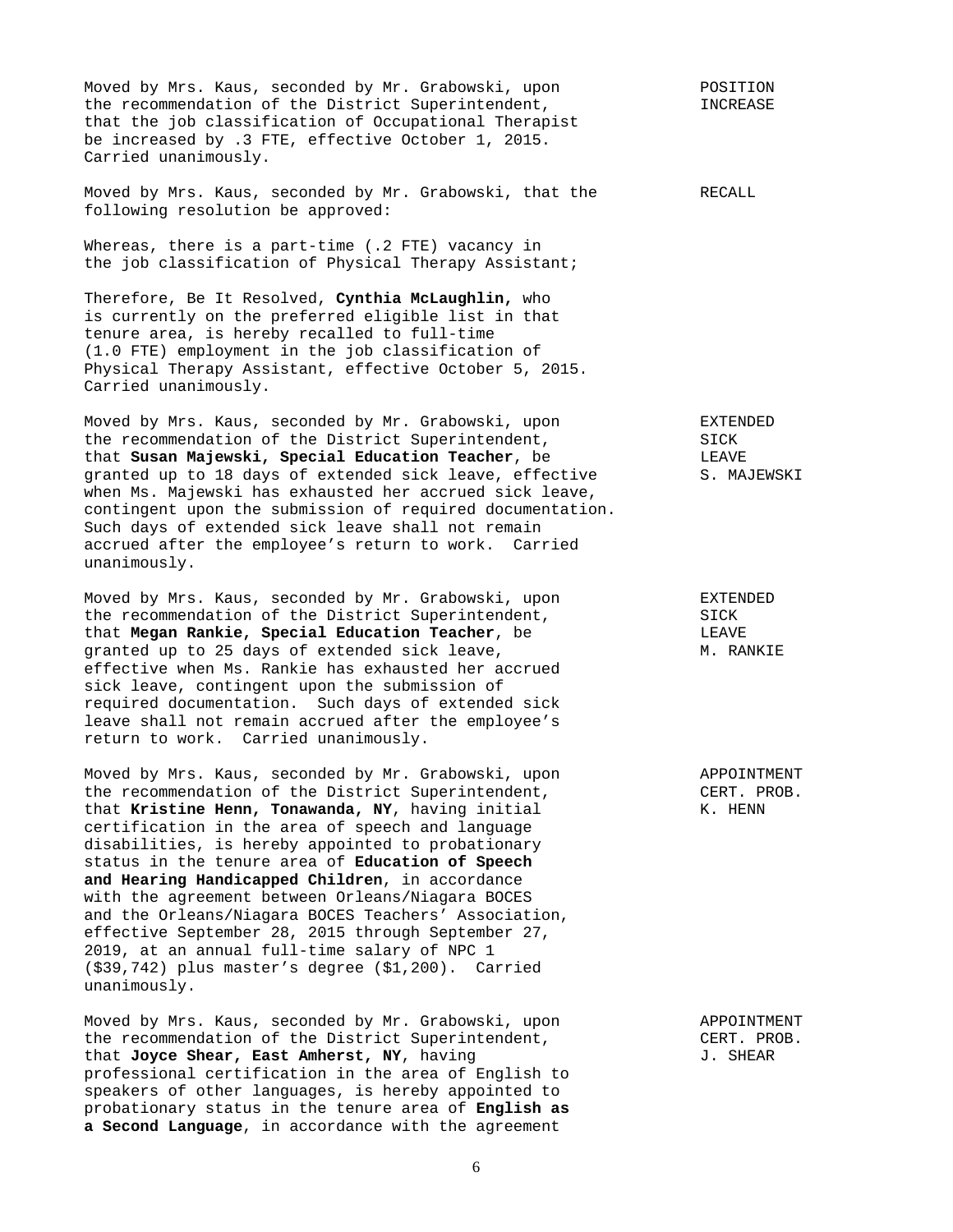Moved by Mrs. Kaus, seconded by Mr. Grabowski, upon the recommendation of the District Superintendent, that the job classification of Occupational Therapist be increased by .3 FTE, effective October 1, 2015. Carried unanimously. — POSITION INCREASE

Moved by Mrs. Kaus, seconded by Mr. Grabowski, that the following resolution be approved: — RECALL

Whereas, there is a part-time (.2 FTE) vacancy in the job classification of Physical Therapy Assistant;

Therefore, Be It Resolved, **Cynthia McLaughlin,** who is currently on the preferred eligible list in that tenure area, is hereby recalled to full-time (1.0 FTE) employment in the job classification of Physical Therapy Assistant, effective October 5, 2015. Carried unanimously.

Moved by Mrs. Kaus, seconded by Mr. Grabowski, upon the recommendation of the District Superintendent, that **Susan Majewski, Special Education Teacher**, be granted up to 18 days of extended sick leave, effective when Ms. Majewski has exhausted her accrued sick leave, contingent upon the submission of required documentation. Such days of extended sick leave shall not remain accrued after the employee's return to work. Carried unanimously. — EXTENDED SICK LEAVE S. MAJEWSKI

Moved by Mrs. Kaus, seconded by Mr. Grabowski, upon the recommendation of the District Superintendent, that **Megan Rankie, Special Education Teacher**, be granted up to 25 days of extended sick leave, effective when Ms. Rankie has exhausted her accrued sick leave, contingent upon the submission of required documentation. Such days of extended sick leave shall not remain accrued after the employee's return to work. Carried unanimously. — EXTENDED SICK LEAVE M. RANKIE

Moved by Mrs. Kaus, seconded by Mr. Grabowski, upon the recommendation of the District Superintendent, that **Kristine Henn, Tonawanda, NY**, having initial certification in the area of speech and language disabilities, is hereby appointed to probationary status in the tenure area of **Education of Speech and Hearing Handicapped Children**, in accordance with the agreement between Orleans/Niagara BOCES and the Orleans/Niagara BOCES Teachers' Association, effective September 28, 2015 through September 27, 2019, at an annual full-time salary of NPC 1 ($39,742) plus master's degree ($1,200). Carried unanimously. — APPOINTMENT CERT. PROB. K. HENN

Moved by Mrs. Kaus, seconded by Mr. Grabowski, upon the recommendation of the District Superintendent, that **Joyce Shear, East Amherst, NY**, having professional certification in the area of English to speakers of other languages, is hereby appointed to probationary status in the tenure area of **English as a Second Language**, in accordance with the agreement — APPOINTMENT CERT. PROB. J. SHEAR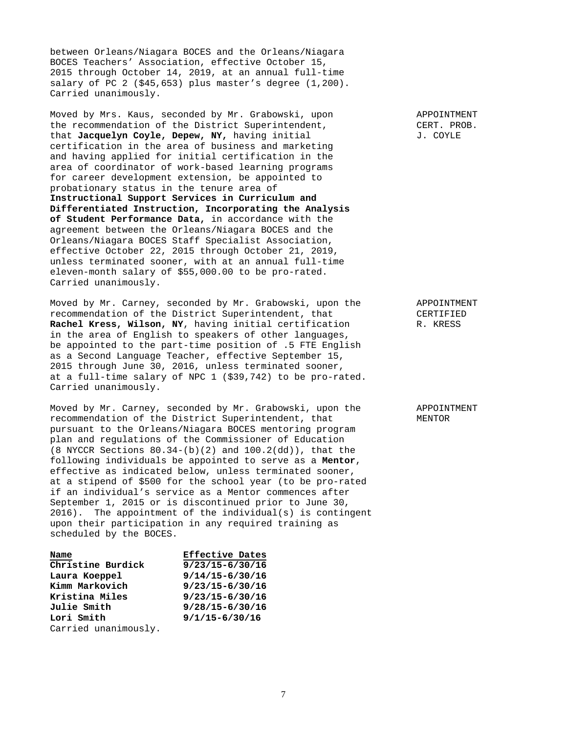between Orleans/Niagara BOCES and the Orleans/Niagara BOCES Teachers' Association, effective October 15, 2015 through October 14, 2019, at an annual full-time salary of PC 2 ($45,653) plus master's degree (1,200). Carried unanimously.

APPOINTMENT
CERT. PROB.
J. COYLE

Moved by Mrs. Kaus, seconded by Mr. Grabowski, upon the recommendation of the District Superintendent, that **Jacquelyn Coyle, Depew, NY,** having initial certification in the area of business and marketing and having applied for initial certification in the area of coordinator of work-based learning programs for career development extension, be appointed to probationary status in the tenure area of **Instructional Support Services in Curriculum and Differentiated Instruction, Incorporating the Analysis of Student Performance Data,** in accordance with the agreement between the Orleans/Niagara BOCES and the Orleans/Niagara BOCES Staff Specialist Association, effective October 22, 2015 through October 21, 2019, unless terminated sooner, with at an annual full-time eleven-month salary of $55,000.00 to be pro-rated. Carried unanimously.

APPOINTMENT
CERTIFIED
R. KRESS

Moved by Mr. Carney, seconded by Mr. Grabowski, upon the recommendation of the District Superintendent, that **Rachel Kress, Wilson, NY**, having initial certification in the area of English to speakers of other languages, be appointed to the part-time position of .5 FTE English as a Second Language Teacher, effective September 15, 2015 through June 30, 2016, unless terminated sooner, at a full-time salary of NPC 1 ($39,742) to be pro-rated. Carried unanimously.

APPOINTMENT
MENTOR

Moved by Mr. Carney, seconded by Mr. Grabowski, upon the recommendation of the District Superintendent, that pursuant to the Orleans/Niagara BOCES mentoring program plan and regulations of the Commissioner of Education (8 NYCCR Sections 80.34-(b)(2) and 100.2(dd)), that the following individuals be appointed to serve as a **Mentor**, effective as indicated below, unless terminated sooner, at a stipend of $500 for the school year (to be pro-rated if an individual's service as a Mentor commences after September 1, 2015 or is discontinued prior to June 30, 2016). The appointment of the individual(s) is contingent upon their participation in any required training as scheduled by the BOCES.

| Name | Effective Dates |
|---|---|
| **Christine Burdick** | **9/23/15-6/30/16** |
| **Laura Koeppel** | **9/14/15-6/30/16** |
| **Kimm Markovich** | **9/23/15-6/30/16** |
| **Kristina Miles** | **9/23/15-6/30/16** |
| **Julie Smith** | **9/28/15-6/30/16** |
| **Lori Smith** | **9/1/15-6/30/16** |

Carried unanimously.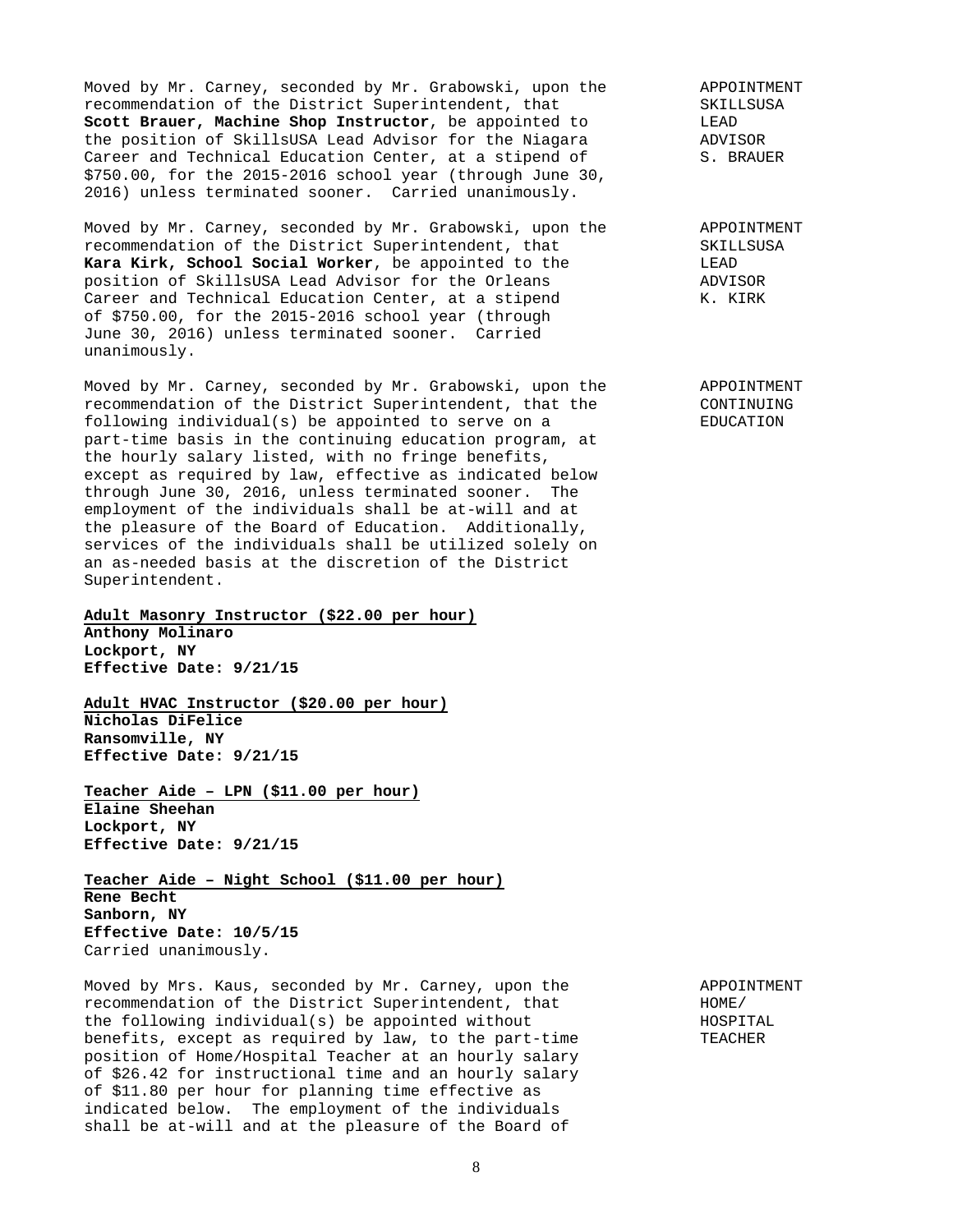Moved by Mr. Carney, seconded by Mr. Grabowski, upon the recommendation of the District Superintendent, that **Scott Brauer, Machine Shop Instructor**, be appointed to the position of SkillsUSA Lead Advisor for the Niagara Career and Technical Education Center, at a stipend of $750.00, for the 2015-2016 school year (through June 30, 2016) unless terminated sooner. Carried unanimously.

APPOINTMENT SKILLSUSA LEAD ADVISOR S. BRAUER

Moved by Mr. Carney, seconded by Mr. Grabowski, upon the recommendation of the District Superintendent, that **Kara Kirk, School Social Worker**, be appointed to the position of SkillsUSA Lead Advisor for the Orleans Career and Technical Education Center, at a stipend of $750.00, for the 2015-2016 school year (through June 30, 2016) unless terminated sooner. Carried unanimously.

APPOINTMENT SKILLSUSA LEAD ADVISOR K. KIRK

Moved by Mr. Carney, seconded by Mr. Grabowski, upon the recommendation of the District Superintendent, that the following individual(s) be appointed to serve on a part-time basis in the continuing education program, at the hourly salary listed, with no fringe benefits, except as required by law, effective as indicated below through June 30, 2016, unless terminated sooner. The employment of the individuals shall be at-will and at the pleasure of the Board of Education. Additionally, services of the individuals shall be utilized solely on an as-needed basis at the discretion of the District Superintendent.

APPOINTMENT CONTINUING EDUCATION

**Adult Masonry Instructor ($22.00 per hour)**
**Anthony Molinaro**
**Lockport, NY**
**Effective Date: 9/21/15**

**Adult HVAC Instructor ($20.00 per hour)**
**Nicholas DiFelice**
**Ransomville, NY**
**Effective Date: 9/21/15**

**Teacher Aide – LPN ($11.00 per hour)**
**Elaine Sheehan**
**Lockport, NY**
**Effective Date: 9/21/15**

**Teacher Aide – Night School ($11.00 per hour)**
**Rene Becht**
**Sanborn, NY**
**Effective Date: 10/5/15**
Carried unanimously.

Moved by Mrs. Kaus, seconded by Mr. Carney, upon the recommendation of the District Superintendent, that the following individual(s) be appointed without benefits, except as required by law, to the part-time position of Home/Hospital Teacher at an hourly salary of $26.42 for instructional time and an hourly salary of $11.80 per hour for planning time effective as indicated below. The employment of the individuals shall be at-will and at the pleasure of the Board of

APPOINTMENT HOME/ HOSPITAL TEACHER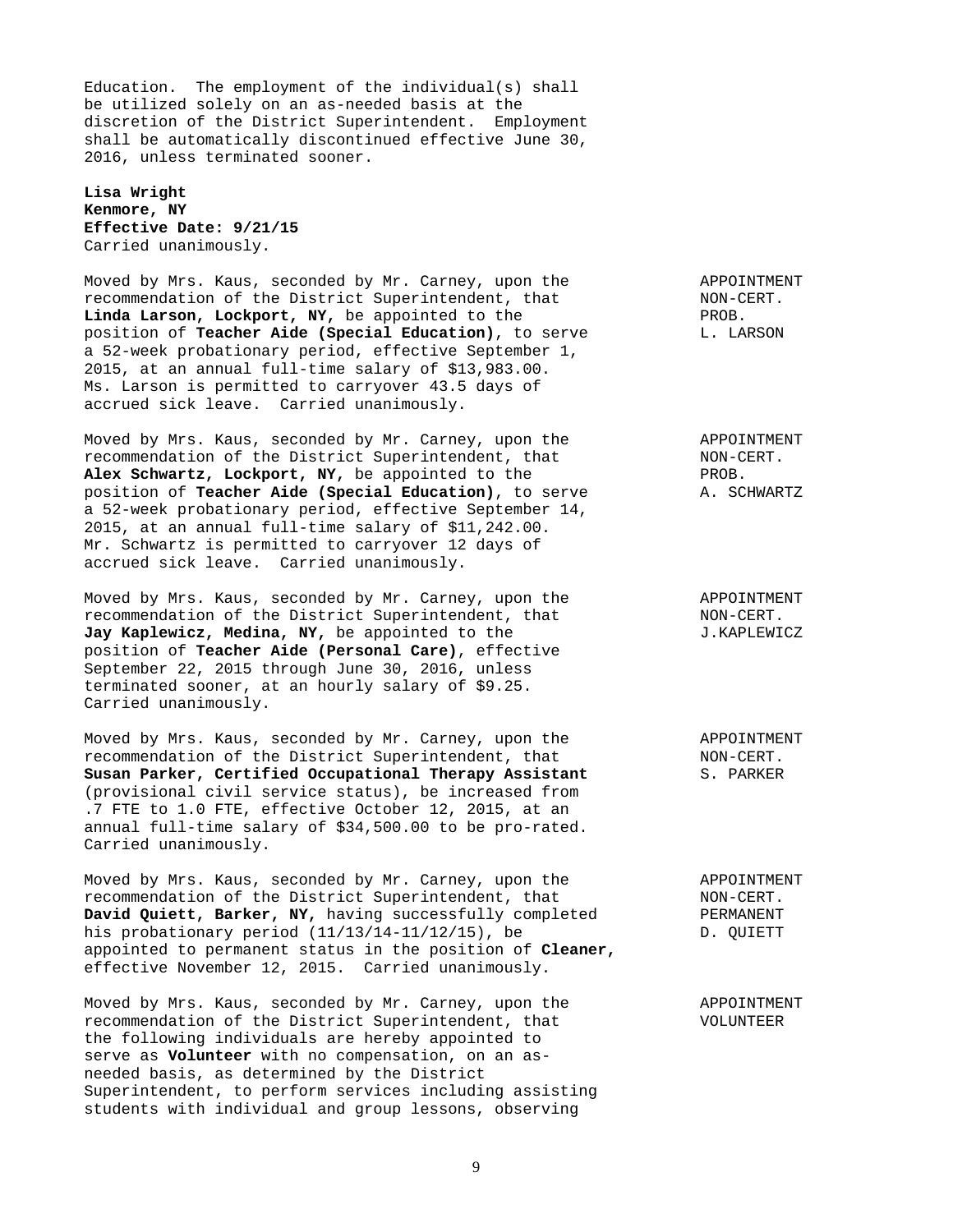Education. The employment of the individual(s) shall be utilized solely on an as-needed basis at the discretion of the District Superintendent. Employment shall be automatically discontinued effective June 30, 2016, unless terminated sooner.

**Lisa Wright**
**Kenmore, NY**
**Effective Date: 9/21/15**
Carried unanimously.

APPOINTMENT NON-CERT. PROB. L. LARSON

Moved by Mrs. Kaus, seconded by Mr. Carney, upon the recommendation of the District Superintendent, that **Linda Larson, Lockport, NY,** be appointed to the position of **Teacher Aide (Special Education)**, to serve a 52-week probationary period, effective September 1, 2015, at an annual full-time salary of $13,983.00. Ms. Larson is permitted to carryover 43.5 days of accrued sick leave. Carried unanimously.

APPOINTMENT NON-CERT. PROB. A. SCHWARTZ

Moved by Mrs. Kaus, seconded by Mr. Carney, upon the recommendation of the District Superintendent, that **Alex Schwartz, Lockport, NY,** be appointed to the position of **Teacher Aide (Special Education)**, to serve a 52-week probationary period, effective September 14, 2015, at an annual full-time salary of $11,242.00. Mr. Schwartz is permitted to carryover 12 days of accrued sick leave. Carried unanimously.

APPOINTMENT NON-CERT. J.KAPLEWICZ

Moved by Mrs. Kaus, seconded by Mr. Carney, upon the recommendation of the District Superintendent, that **Jay Kaplewicz, Medina, NY,** be appointed to the position of **Teacher Aide (Personal Care)**, effective September 22, 2015 through June 30, 2016, unless terminated sooner, at an hourly salary of $9.25. Carried unanimously.

APPOINTMENT NON-CERT. S. PARKER

Moved by Mrs. Kaus, seconded by Mr. Carney, upon the recommendation of the District Superintendent, that **Susan Parker, Certified Occupational Therapy Assistant** (provisional civil service status), be increased from .7 FTE to 1.0 FTE, effective October 12, 2015, at an annual full-time salary of $34,500.00 to be pro-rated. Carried unanimously.

APPOINTMENT NON-CERT. PERMANENT D. QUIETT

Moved by Mrs. Kaus, seconded by Mr. Carney, upon the recommendation of the District Superintendent, that **David Quiett, Barker, NY,** having successfully completed his probationary period (11/13/14-11/12/15), be appointed to permanent status in the position of **Cleaner,** effective November 12, 2015. Carried unanimously.

APPOINTMENT VOLUNTEER

Moved by Mrs. Kaus, seconded by Mr. Carney, upon the recommendation of the District Superintendent, that the following individuals are hereby appointed to serve as **Volunteer** with no compensation, on an as-needed basis, as determined by the District Superintendent, to perform services including assisting students with individual and group lessons, observing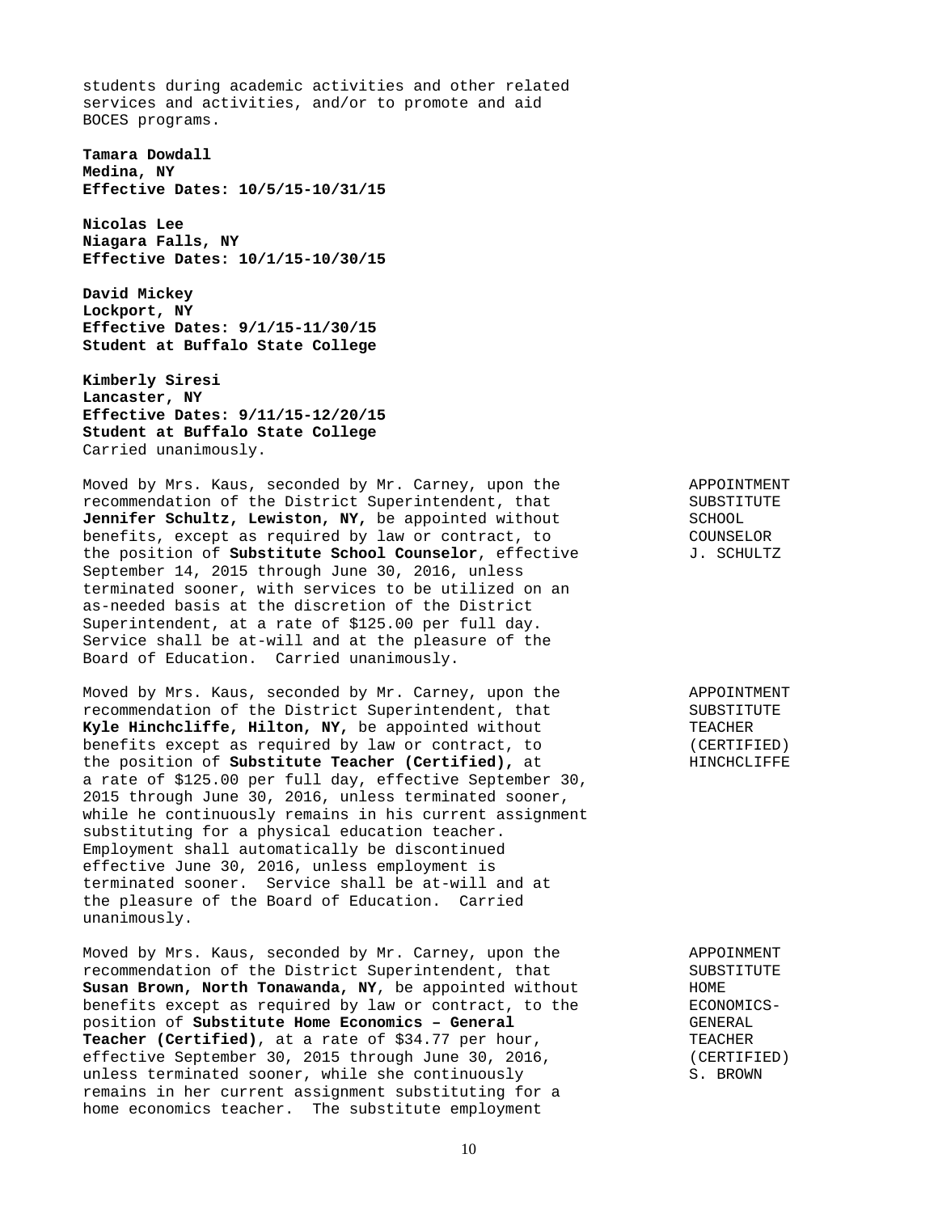students during academic activities and other related services and activities, and/or to promote and aid BOCES programs.

**Tamara Dowdall**
**Medina, NY**
**Effective Dates: 10/5/15-10/31/15**

**Nicolas Lee**
**Niagara Falls, NY**
**Effective Dates: 10/1/15-10/30/15**

**David Mickey**
**Lockport, NY**
**Effective Dates: 9/1/15-11/30/15**
**Student at Buffalo State College**

**Kimberly Siresi**
**Lancaster, NY**
**Effective Dates: 9/11/15-12/20/15**
**Student at Buffalo State College**
Carried unanimously.

APPOINTMENT SUBSTITUTE SCHOOL COUNSELOR J. SCHULTZ

Moved by Mrs. Kaus, seconded by Mr. Carney, upon the recommendation of the District Superintendent, that **Jennifer Schultz, Lewiston, NY,** be appointed without benefits, except as required by law or contract, to the position of **Substitute School Counselor**, effective September 14, 2015 through June 30, 2016, unless terminated sooner, with services to be utilized on an as-needed basis at the discretion of the District Superintendent, at a rate of $125.00 per full day. Service shall be at-will and at the pleasure of the Board of Education. Carried unanimously.

APPOINTMENT SUBSTITUTE TEACHER (CERTIFIED) HINCHCLIFFE

Moved by Mrs. Kaus, seconded by Mr. Carney, upon the recommendation of the District Superintendent, that **Kyle Hinchcliffe, Hilton, NY,** be appointed without benefits except as required by law or contract, to the position of **Substitute Teacher (Certified),** at a rate of $125.00 per full day, effective September 30, 2015 through June 30, 2016, unless terminated sooner, while he continuously remains in his current assignment substituting for a physical education teacher. Employment shall automatically be discontinued effective June 30, 2016, unless employment is terminated sooner. Service shall be at-will and at the pleasure of the Board of Education. Carried unanimously.

APPOINMENT SUBSTITUTE HOME ECONOMICS-GENERAL TEACHER (CERTIFIED) S. BROWN

Moved by Mrs. Kaus, seconded by Mr. Carney, upon the recommendation of the District Superintendent, that **Susan Brown, North Tonawanda, NY**, be appointed without benefits except as required by law or contract, to the position of **Substitute Home Economics – General Teacher (Certified)**, at a rate of $34.77 per hour, effective September 30, 2015 through June 30, 2016, unless terminated sooner, while she continuously remains in her current assignment substituting for a home economics teacher. The substitute employment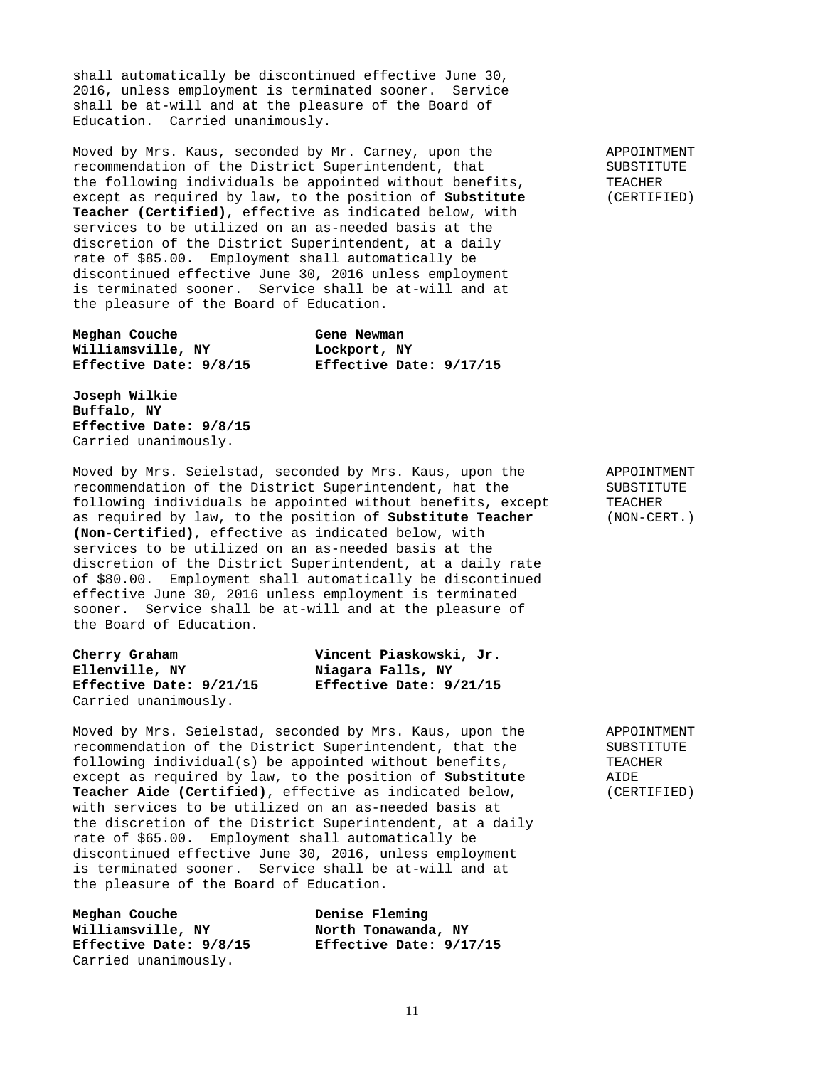shall automatically be discontinued effective June 30, 2016, unless employment is terminated sooner. Service shall be at-will and at the pleasure of the Board of Education. Carried unanimously.

APPOINTMENT SUBSTITUTE TEACHER (CERTIFIED)

Moved by Mrs. Kaus, seconded by Mr. Carney, upon the recommendation of the District Superintendent, that the following individuals be appointed without benefits, except as required by law, to the position of **Substitute Teacher (Certified)**, effective as indicated below, with services to be utilized on an as-needed basis at the discretion of the District Superintendent, at a daily rate of $85.00. Employment shall automatically be discontinued effective June 30, 2016 unless employment is terminated sooner. Service shall be at-will and at the pleasure of the Board of Education.

**Meghan Couche**
**Williamsville, NY**
**Effective Date: 9/8/15**

**Gene Newman**
**Lockport, NY**
**Effective Date: 9/17/15**

**Joseph Wilkie**
**Buffalo, NY**
**Effective Date: 9/8/15**

Carried unanimously.

APPOINTMENT SUBSTITUTE TEACHER (NON-CERT.)

Moved by Mrs. Seielstad, seconded by Mrs. Kaus, upon the recommendation of the District Superintendent, hat the following individuals be appointed without benefits, except as required by law, to the position of **Substitute Teacher (Non-Certified)**, effective as indicated below, with services to be utilized on an as-needed basis at the discretion of the District Superintendent, at a daily rate of $80.00. Employment shall automatically be discontinued effective June 30, 2016 unless employment is terminated sooner. Service shall be at-will and at the pleasure of the Board of Education.

**Cherry Graham**
**Ellenville, NY**
**Effective Date: 9/21/15**

**Vincent Piaskowski, Jr.**
**Niagara Falls, NY**
**Effective Date: 9/21/15**

Carried unanimously.

APPOINTMENT SUBSTITUTE TEACHER AIDE (CERTIFIED)

Moved by Mrs. Seielstad, seconded by Mrs. Kaus, upon the recommendation of the District Superintendent, that the following individual(s) be appointed without benefits, except as required by law, to the position of **Substitute Teacher Aide (Certified)**, effective as indicated below, with services to be utilized on an as-needed basis at the discretion of the District Superintendent, at a daily rate of $65.00. Employment shall automatically be discontinued effective June 30, 2016, unless employment is terminated sooner. Service shall be at-will and at the pleasure of the Board of Education.

**Meghan Couche**
**Williamsville, NY**
**Effective Date: 9/8/15**

**Denise Fleming**
**North Tonawanda, NY**
**Effective Date: 9/17/15**

Carried unanimously.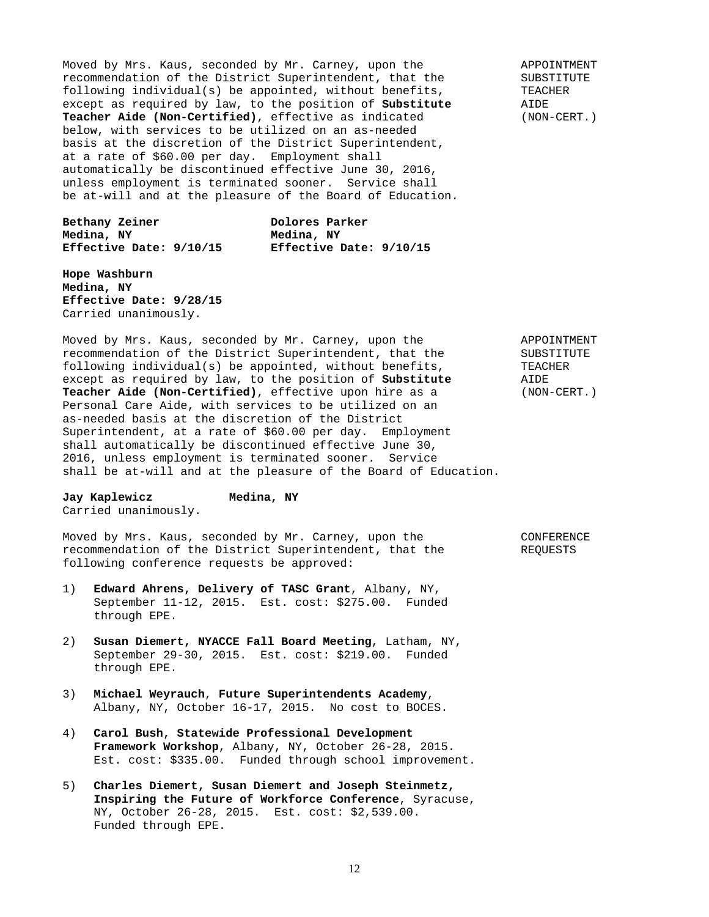**APPOINTMENT SUBSTITUTE TEACHER AIDE (NON-CERT.)**

Moved by Mrs. Kaus, seconded by Mr. Carney, upon the recommendation of the District Superintendent, that the following individual(s) be appointed, without benefits, except as required by law, to the position of **Substitute Teacher Aide (Non-Certified)**, effective as indicated below, with services to be utilized on an as-needed basis at the discretion of the District Superintendent, at a rate of $60.00 per day. Employment shall automatically be discontinued effective June 30, 2016, unless employment is terminated sooner. Service shall be at-will and at the pleasure of the Board of Education.

**Bethany Zeiner**
**Medina, NY**
**Effective Date: 9/10/15**

**Dolores Parker**
**Medina, NY**
**Effective Date: 9/10/15**

**Hope Washburn**
**Medina, NY**
**Effective Date: 9/28/15**

Carried unanimously.

**APPOINTMENT SUBSTITUTE TEACHER AIDE (NON-CERT.)**

Moved by Mrs. Kaus, seconded by Mr. Carney, upon the recommendation of the District Superintendent, that the following individual(s) be appointed, without benefits, except as required by law, to the position of **Substitute Teacher Aide (Non-Certified)**, effective upon hire as a Personal Care Aide, with services to be utilized on an as-needed basis at the discretion of the District Superintendent, at a rate of $60.00 per day. Employment shall automatically be discontinued effective June 30, 2016, unless employment is terminated sooner. Service shall be at-will and at the pleasure of the Board of Education.

**Jay Kaplewicz Medina, NY**

Carried unanimously.

**CONFERENCE REQUESTS**

Moved by Mrs. Kaus, seconded by Mr. Carney, upon the recommendation of the District Superintendent, that the following conference requests be approved:

1) **Edward Ahrens, Delivery of TASC Grant**, Albany, NY, September 11-12, 2015. Est. cost: $275.00. Funded through EPE.

2) **Susan Diemert, NYACCE Fall Board Meeting**, Latham, NY, September 29-30, 2015. Est. cost: $219.00. Funded through EPE.

3) **Michael Weyrauch**, **Future Superintendents Academy**, Albany, NY, October 16-17, 2015. No cost to BOCES.

4) **Carol Bush, Statewide Professional Development Framework Workshop**, Albany, NY, October 26-28, 2015. Est. cost: $335.00. Funded through school improvement.

5) **Charles Diemert, Susan Diemert and Joseph Steinmetz, Inspiring the Future of Workforce Conference**, Syracuse, NY, October 26-28, 2015. Est. cost: $2,539.00. Funded through EPE.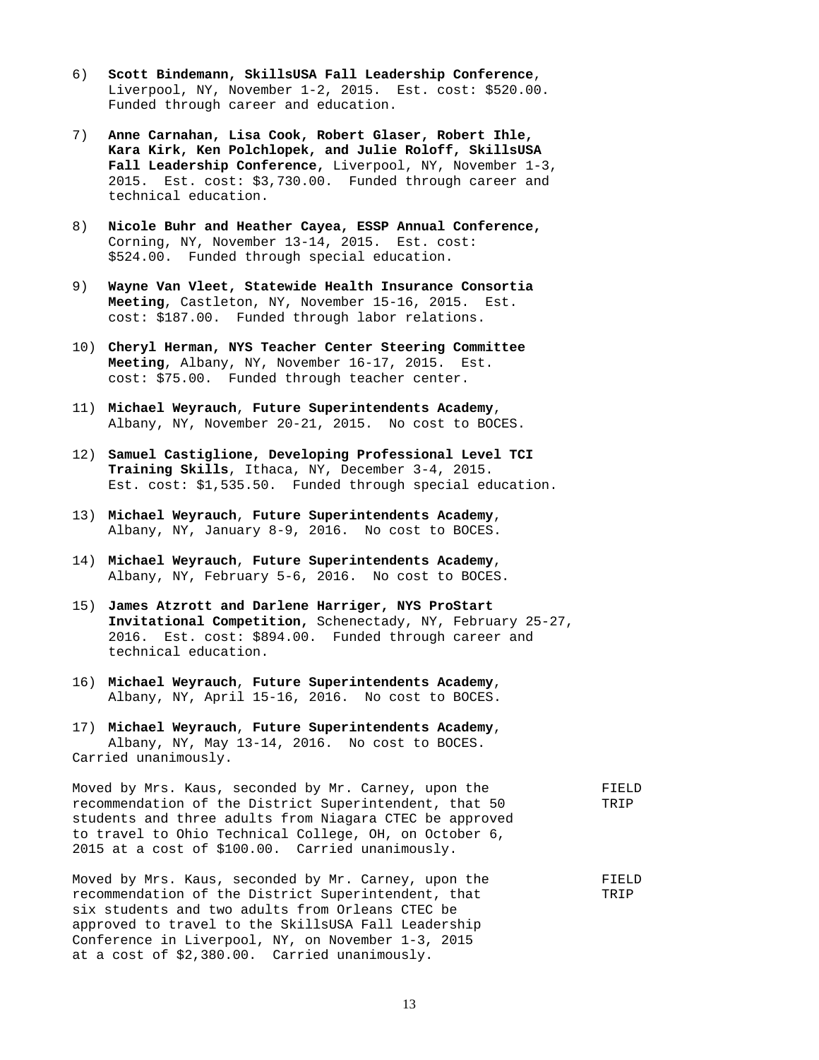6) **Scott Bindemann, SkillsUSA Fall Leadership Conference**, Liverpool, NY, November 1-2, 2015. Est. cost: $520.00. Funded through career and education.

7) **Anne Carnahan, Lisa Cook, Robert Glaser, Robert Ihle, Kara Kirk, Ken Polchlopek, and Julie Roloff, SkillsUSA Fall Leadership Conference**, Liverpool, NY, November 1-3, 2015. Est. cost: $3,730.00. Funded through career and technical education.

8) **Nicole Buhr and Heather Cayea, ESSP Annual Conference**, Corning, NY, November 13-14, 2015. Est. cost: $524.00. Funded through special education.

9) **Wayne Van Vleet, Statewide Health Insurance Consortia Meeting**, Castleton, NY, November 15-16, 2015. Est. cost: $187.00. Funded through labor relations.

10) **Cheryl Herman, NYS Teacher Center Steering Committee Meeting**, Albany, NY, November 16-17, 2015. Est. cost: $75.00. Funded through teacher center.

11) **Michael Weyrauch**, **Future Superintendents Academy**, Albany, NY, November 20-21, 2015. No cost to BOCES.

12) **Samuel Castiglione, Developing Professional Level TCI Training Skills**, Ithaca, NY, December 3-4, 2015. Est. cost: $1,535.50. Funded through special education.

13) **Michael Weyrauch**, **Future Superintendents Academy**, Albany, NY, January 8-9, 2016. No cost to BOCES.

14) **Michael Weyrauch**, **Future Superintendents Academy**, Albany, NY, February 5-6, 2016. No cost to BOCES.

15) **James Atzrott and Darlene Harriger, NYS ProStart Invitational Competition**, Schenectady, NY, February 25-27, 2016. Est. cost: $894.00. Funded through career and technical education.

16) **Michael Weyrauch**, **Future Superintendents Academy**, Albany, NY, April 15-16, 2016. No cost to BOCES.

17) **Michael Weyrauch**, **Future Superintendents Academy**, Albany, NY, May 13-14, 2016. No cost to BOCES.

Carried unanimously.

FIELD TRIP

Moved by Mrs. Kaus, seconded by Mr. Carney, upon the recommendation of the District Superintendent, that 50 students and three adults from Niagara CTEC be approved to travel to Ohio Technical College, OH, on October 6, 2015 at a cost of $100.00. Carried unanimously.

FIELD TRIP

Moved by Mrs. Kaus, seconded by Mr. Carney, upon the recommendation of the District Superintendent, that six students and two adults from Orleans CTEC be approved to travel to the SkillsUSA Fall Leadership Conference in Liverpool, NY, on November 1-3, 2015 at a cost of $2,380.00. Carried unanimously.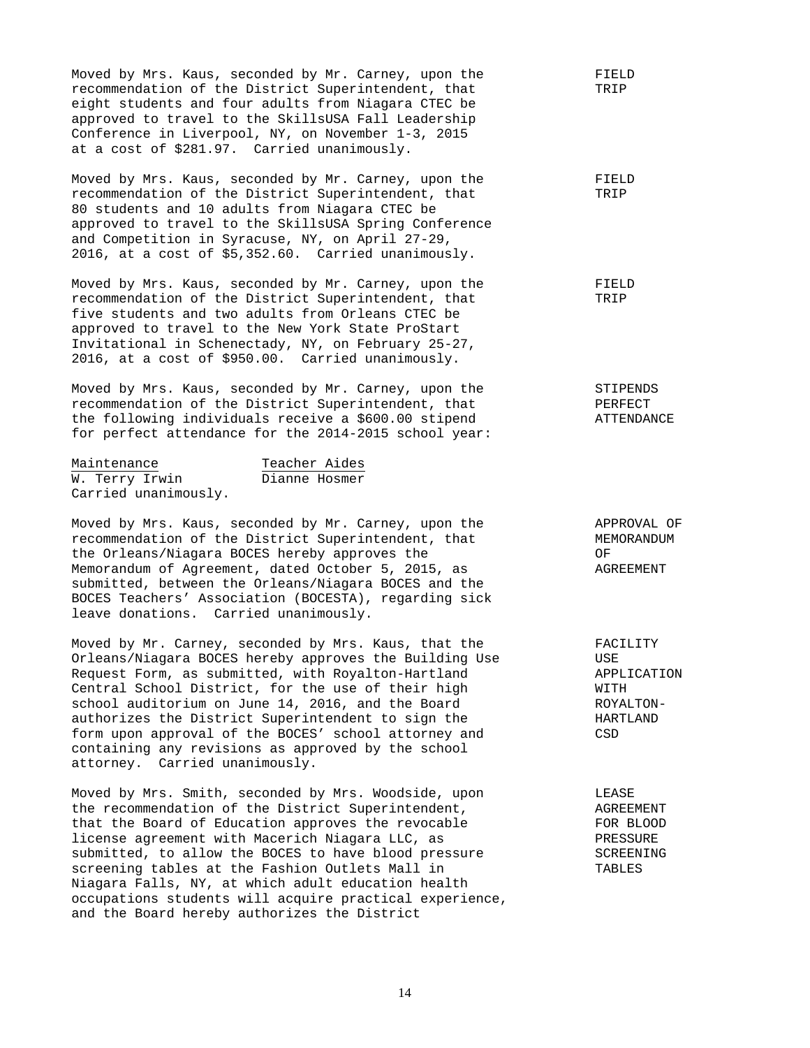Moved by Mrs. Kaus, seconded by Mr. Carney, upon the recommendation of the District Superintendent, that eight students and four adults from Niagara CTEC be approved to travel to the SkillsUSA Fall Leadership Conference in Liverpool, NY, on November 1-3, 2015 at a cost of $281.97. Carried unanimously.

**FIELD TRIP**

Moved by Mrs. Kaus, seconded by Mr. Carney, upon the recommendation of the District Superintendent, that 80 students and 10 adults from Niagara CTEC be approved to travel to the SkillsUSA Spring Conference and Competition in Syracuse, NY, on April 27-29, 2016, at a cost of $5,352.60. Carried unanimously.

**FIELD TRIP**

Moved by Mrs. Kaus, seconded by Mr. Carney, upon the recommendation of the District Superintendent, that five students and two adults from Orleans CTEC be approved to travel to the New York State ProStart Invitational in Schenectady, NY, on February 25-27, 2016, at a cost of $950.00. Carried unanimously.

**FIELD TRIP**

Moved by Mrs. Kaus, seconded by Mr. Carney, upon the recommendation of the District Superintendent, that the following individuals receive a $600.00 stipend for perfect attendance for the 2014-2015 school year:

**STIPENDS PERFECT ATTENDANCE**

| Maintenance | Teacher Aides |
|---|---|
| W. Terry Irwin | Dianne Hosmer |

Carried unanimously.

Moved by Mrs. Kaus, seconded by Mr. Carney, upon the recommendation of the District Superintendent, that the Orleans/Niagara BOCES hereby approves the Memorandum of Agreement, dated October 5, 2015, as submitted, between the Orleans/Niagara BOCES and the BOCES Teachers' Association (BOCESTA), regarding sick leave donations. Carried unanimously.

**APPROVAL OF MEMORANDUM OF AGREEMENT**

Moved by Mr. Carney, seconded by Mrs. Kaus, that the Orleans/Niagara BOCES hereby approves the Building Use Request Form, as submitted, with Royalton-Hartland Central School District, for the use of their high school auditorium on June 14, 2016, and the Board authorizes the District Superintendent to sign the form upon approval of the BOCES' school attorney and containing any revisions as approved by the school attorney. Carried unanimously.

**FACILITY USE APPLICATION WITH ROYALTON-HARTLAND CSD**

Moved by Mrs. Smith, seconded by Mrs. Woodside, upon the recommendation of the District Superintendent, that the Board of Education approves the revocable license agreement with Macerich Niagara LLC, as submitted, to allow the BOCES to have blood pressure screening tables at the Fashion Outlets Mall in Niagara Falls, NY, at which adult education health occupations students will acquire practical experience, and the Board hereby authorizes the District

**LEASE AGREEMENT FOR BLOOD PRESSURE SCREENING TABLES**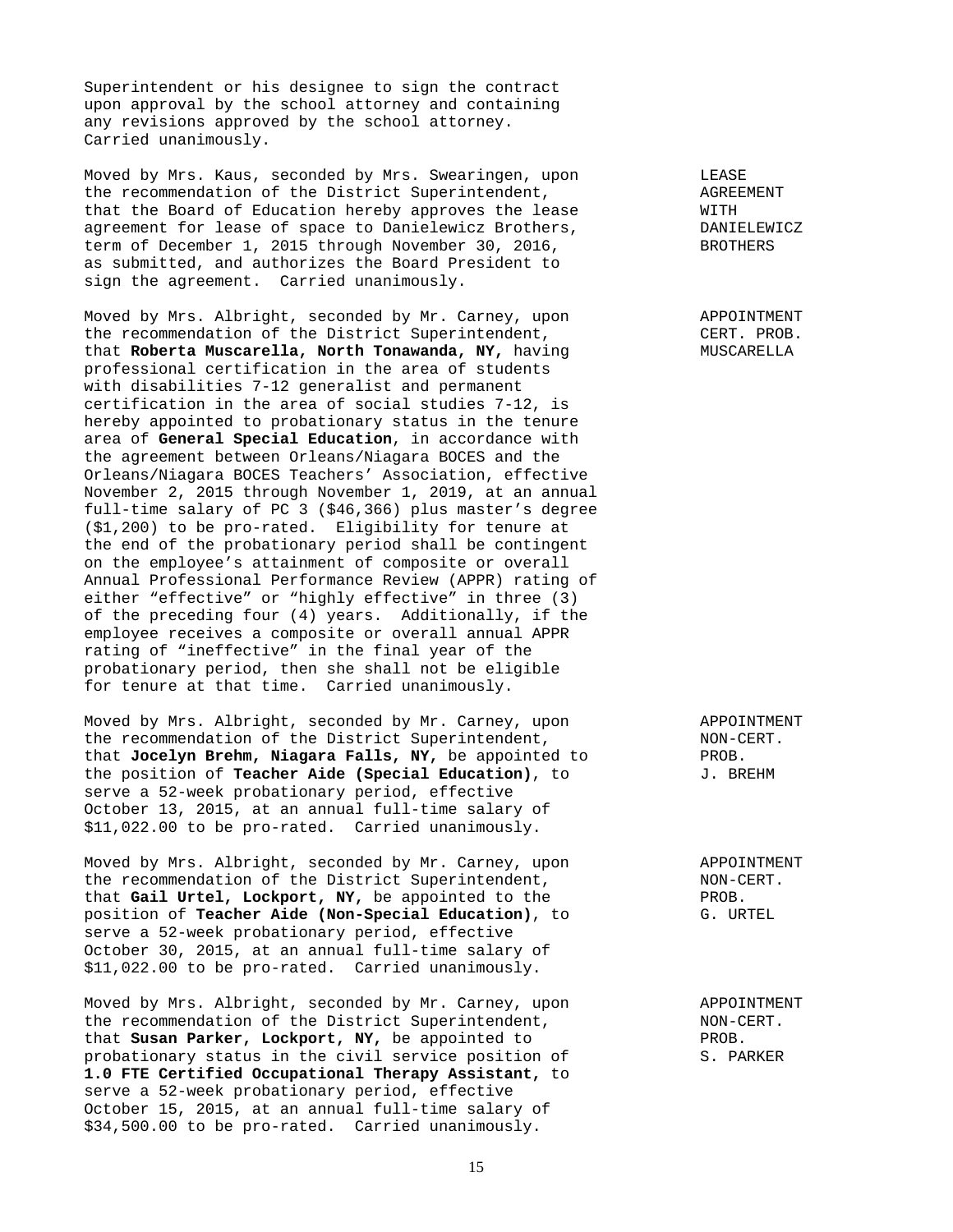Superintendent or his designee to sign the contract upon approval by the school attorney and containing any revisions approved by the school attorney. Carried unanimously.

**LEASE AGREEMENT WITH DANIELEWICZ BROTHERS**

Moved by Mrs. Kaus, seconded by Mrs. Swearingen, upon the recommendation of the District Superintendent, that the Board of Education hereby approves the lease agreement for lease of space to Danielewicz Brothers, term of December 1, 2015 through November 30, 2016, as submitted, and authorizes the Board President to sign the agreement. Carried unanimously.

**APPOINTMENT CERT. PROB. MUSCARELLA**

Moved by Mrs. Albright, seconded by Mr. Carney, upon the recommendation of the District Superintendent, that **Roberta Muscarella, North Tonawanda, NY,** having professional certification in the area of students with disabilities 7-12 generalist and permanent certification in the area of social studies 7-12, is hereby appointed to probationary status in the tenure area of **General Special Education**, in accordance with the agreement between Orleans/Niagara BOCES and the Orleans/Niagara BOCES Teachers' Association, effective November 2, 2015 through November 1, 2019, at an annual full-time salary of PC 3 ($46,366) plus master's degree ($1,200) to be pro-rated. Eligibility for tenure at the end of the probationary period shall be contingent on the employee's attainment of composite or overall Annual Professional Performance Review (APPR) rating of either "effective" or "highly effective" in three (3) of the preceding four (4) years. Additionally, if the employee receives a composite or overall annual APPR rating of "ineffective" in the final year of the probationary period, then she shall not be eligible for tenure at that time. Carried unanimously.

**APPOINTMENT NON-CERT. PROB. J. BREHM**

Moved by Mrs. Albright, seconded by Mr. Carney, upon the recommendation of the District Superintendent, that **Jocelyn Brehm, Niagara Falls, NY,** be appointed to the position of **Teacher Aide (Special Education)**, to serve a 52-week probationary period, effective October 13, 2015, at an annual full-time salary of $11,022.00 to be pro-rated. Carried unanimously.

**APPOINTMENT NON-CERT. PROB. G. URTEL**

Moved by Mrs. Albright, seconded by Mr. Carney, upon the recommendation of the District Superintendent, that **Gail Urtel, Lockport, NY,** be appointed to the position of **Teacher Aide (Non-Special Education)**, to serve a 52-week probationary period, effective October 30, 2015, at an annual full-time salary of $11,022.00 to be pro-rated. Carried unanimously.

**APPOINTMENT NON-CERT. PROB. S. PARKER**

Moved by Mrs. Albright, seconded by Mr. Carney, upon the recommendation of the District Superintendent, that **Susan Parker, Lockport, NY,** be appointed to probationary status in the civil service position of **1.0 FTE Certified Occupational Therapy Assistant,** to serve a 52-week probationary period, effective October 15, 2015, at an annual full-time salary of $34,500.00 to be pro-rated. Carried unanimously.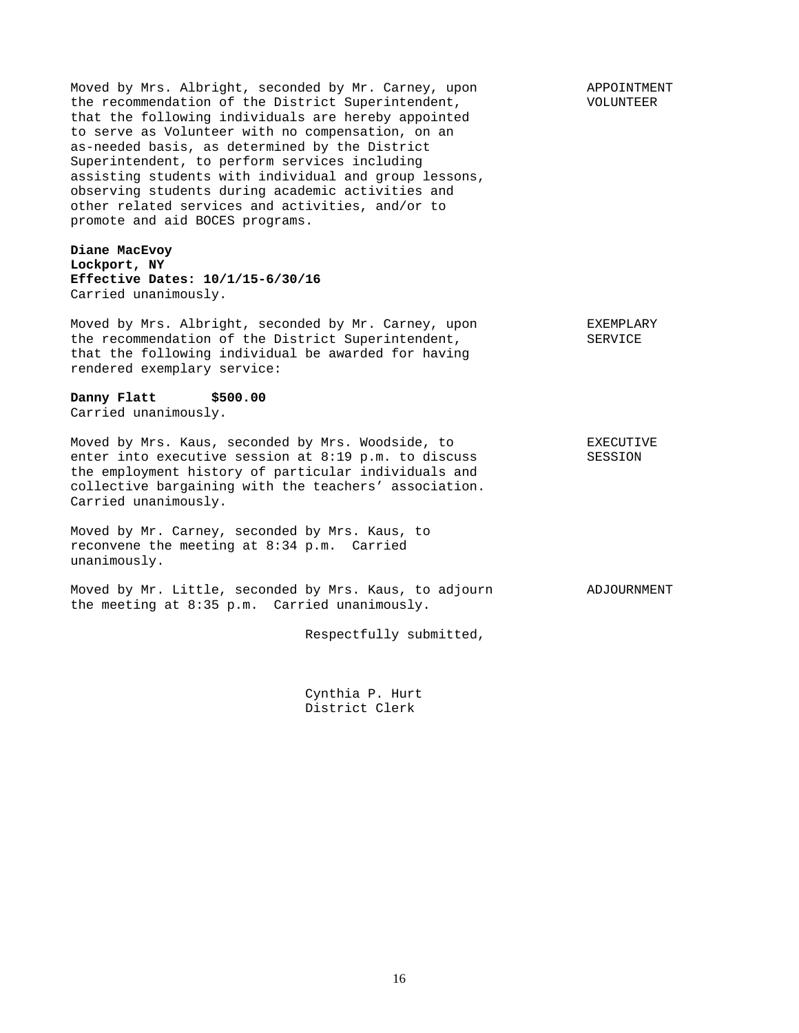APPOINTMENT VOLUNTEER

Moved by Mrs. Albright, seconded by Mr. Carney, upon the recommendation of the District Superintendent, that the following individuals are hereby appointed to serve as Volunteer with no compensation, on an as-needed basis, as determined by the District Superintendent, to perform services including assisting students with individual and group lessons, observing students during academic activities and other related services and activities, and/or to promote and aid BOCES programs.

**Diane MacEvoy**
**Lockport, NY**
**Effective Dates: 10/1/15-6/30/16**
Carried unanimously.

EXEMPLARY SERVICE

Moved by Mrs. Albright, seconded by Mr. Carney, upon the recommendation of the District Superintendent, that the following individual be awarded for having rendered exemplary service:

**Danny Flatt $500.00**
Carried unanimously.

EXECUTIVE SESSION

Moved by Mrs. Kaus, seconded by Mrs. Woodside, to enter into executive session at 8:19 p.m. to discuss the employment history of particular individuals and collective bargaining with the teachers' association. Carried unanimously.

Moved by Mr. Carney, seconded by Mrs. Kaus, to reconvene the meeting at 8:34 p.m. Carried unanimously.

ADJOURNMENT

Moved by Mr. Little, seconded by Mrs. Kaus, to adjourn the meeting at 8:35 p.m. Carried unanimously.

Respectfully submitted,

Cynthia P. Hurt
District Clerk